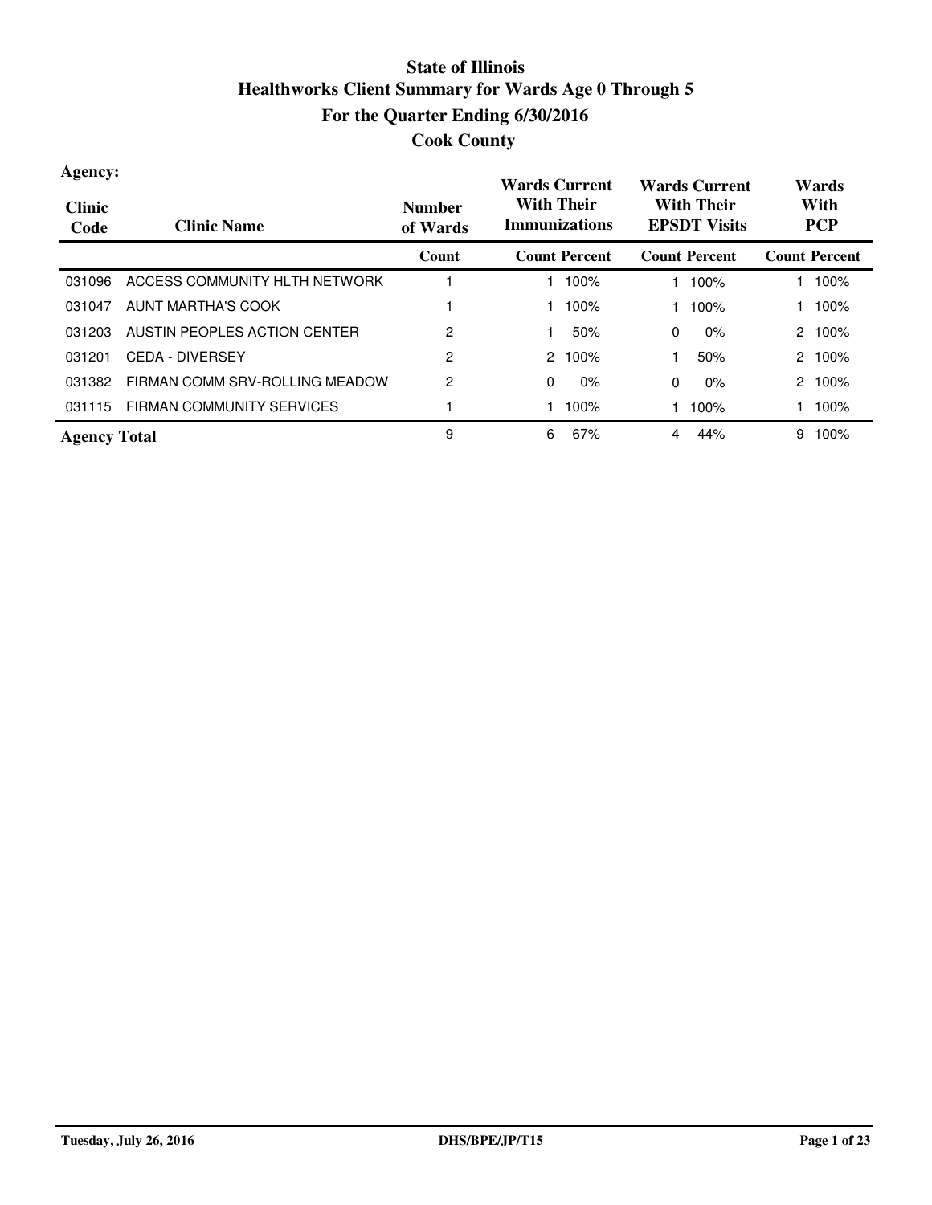# State of Illinois
## Healthworks Client Summary for Wards Age 0 Through 5
## For the Quarter Ending 6/30/2016
## Cook County

**Agency:**

| Clinic Code | Clinic Name | Number of Wards | Wards Current With Their Immunizations | | Wards Current With Their EPSDT Visits | | Wards With PCP | |
|---|---|---|---|---|---|---|---|---|
| | | Count | Count | Percent | Count | Percent | Count | Percent |
| 031096 | ACCESS COMMUNITY HLTH NETWORK | 1 | 1 | 100% | 1 | 100% | 1 | 100% |
| 031047 | AUNT MARTHA'S COOK | 1 | 1 | 100% | 1 | 100% | 1 | 100% |
| 031203 | AUSTIN PEOPLES ACTION CENTER | 2 | 1 | 50% | 0 | 0% | 2 | 100% |
| 031201 | CEDA - DIVERSEY | 2 | 2 | 100% | 1 | 50% | 2 | 100% |
| 031382 | FIRMAN COMM SRV-ROLLING MEADOW | 2 | 0 | 0% | 0 | 0% | 2 | 100% |
| 031115 | FIRMAN COMMUNITY SERVICES | 1 | 1 | 100% | 1 | 100% | 1 | 100% |
| **Agency Total** | | 9 | 6 | 67% | 4 | 44% | 9 | 100% |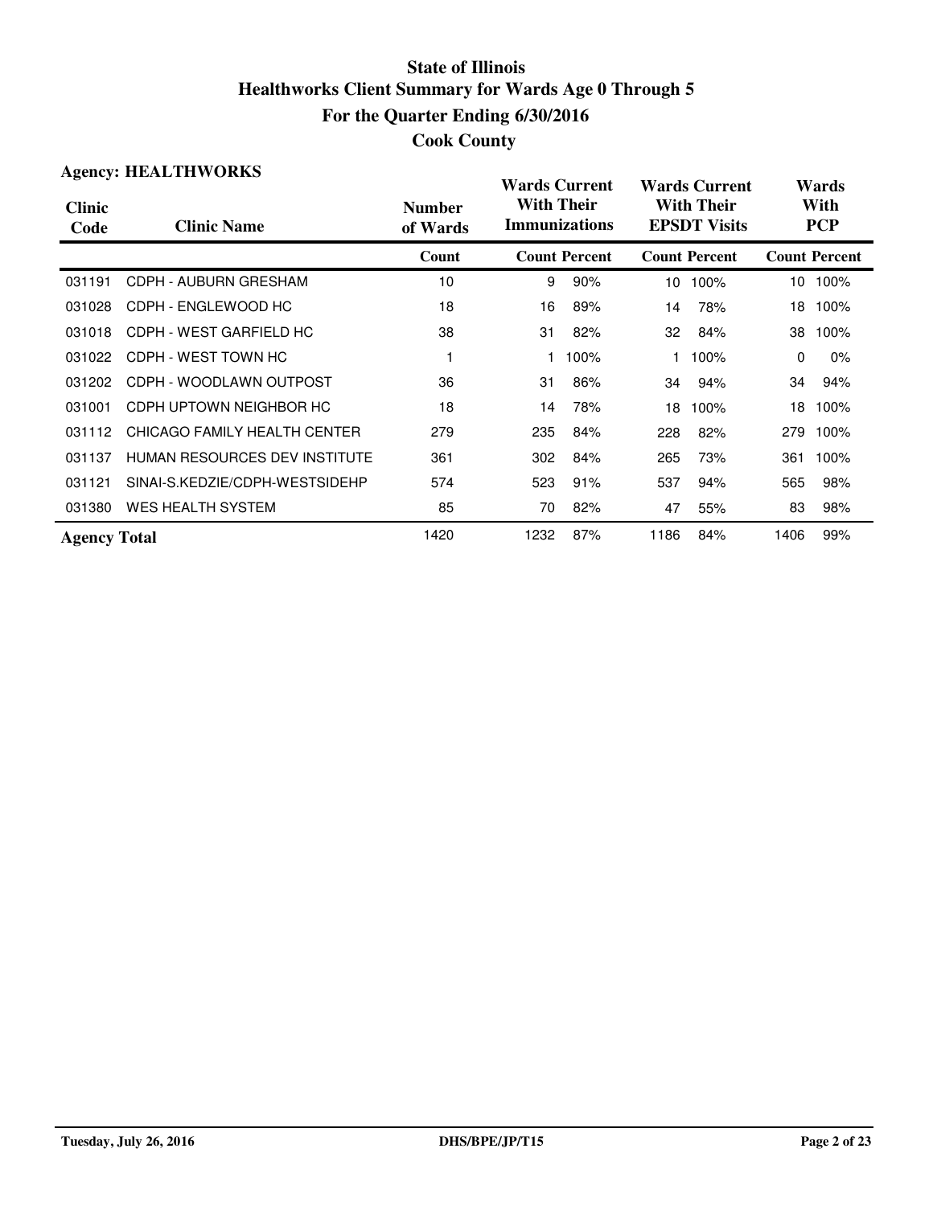# State of Illinois
## Healthworks Client Summary for Wards Age 0 Through 5
## For the Quarter Ending 6/30/2016
## Cook County

**Agency: HEALTHWORKS**

| Clinic Code | Clinic Name | Number of Wards | Wards Current With Their Immunizations | | Wards Current With Their EPSDT Visits | | Wards With PCP | |
|---|---|---|---|---|---|---|---|---|
| | | Count | Count | Percent | Count | Percent | Count | Percent |
| 031191 | CDPH - AUBURN GRESHAM | 10 | 9 | 90% | 10 | 100% | 10 | 100% |
| 031028 | CDPH - ENGLEWOOD HC | 18 | 16 | 89% | 14 | 78% | 18 | 100% |
| 031018 | CDPH - WEST GARFIELD HC | 38 | 31 | 82% | 32 | 84% | 38 | 100% |
| 031022 | CDPH - WEST TOWN HC | 1 | 1 | 100% | 1 | 100% | 0 | 0% |
| 031202 | CDPH - WOODLAWN OUTPOST | 36 | 31 | 86% | 34 | 94% | 34 | 94% |
| 031001 | CDPH UPTOWN NEIGHBOR HC | 18 | 14 | 78% | 18 | 100% | 18 | 100% |
| 031112 | CHICAGO FAMILY HEALTH CENTER | 279 | 235 | 84% | 228 | 82% | 279 | 100% |
| 031137 | HUMAN RESOURCES DEV INSTITUTE | 361 | 302 | 84% | 265 | 73% | 361 | 100% |
| 031121 | SINAI-S.KEDZIE/CDPH-WESTSIDEHP | 574 | 523 | 91% | 537 | 94% | 565 | 98% |
| 031380 | WES HEALTH SYSTEM | 85 | 70 | 82% | 47 | 55% | 83 | 98% |
| **Agency Total** | | 1420 | 1232 | 87% | 1186 | 84% | 1406 | 99% |

Tuesday, July 26, 2016 DHS/BPE/JP/T15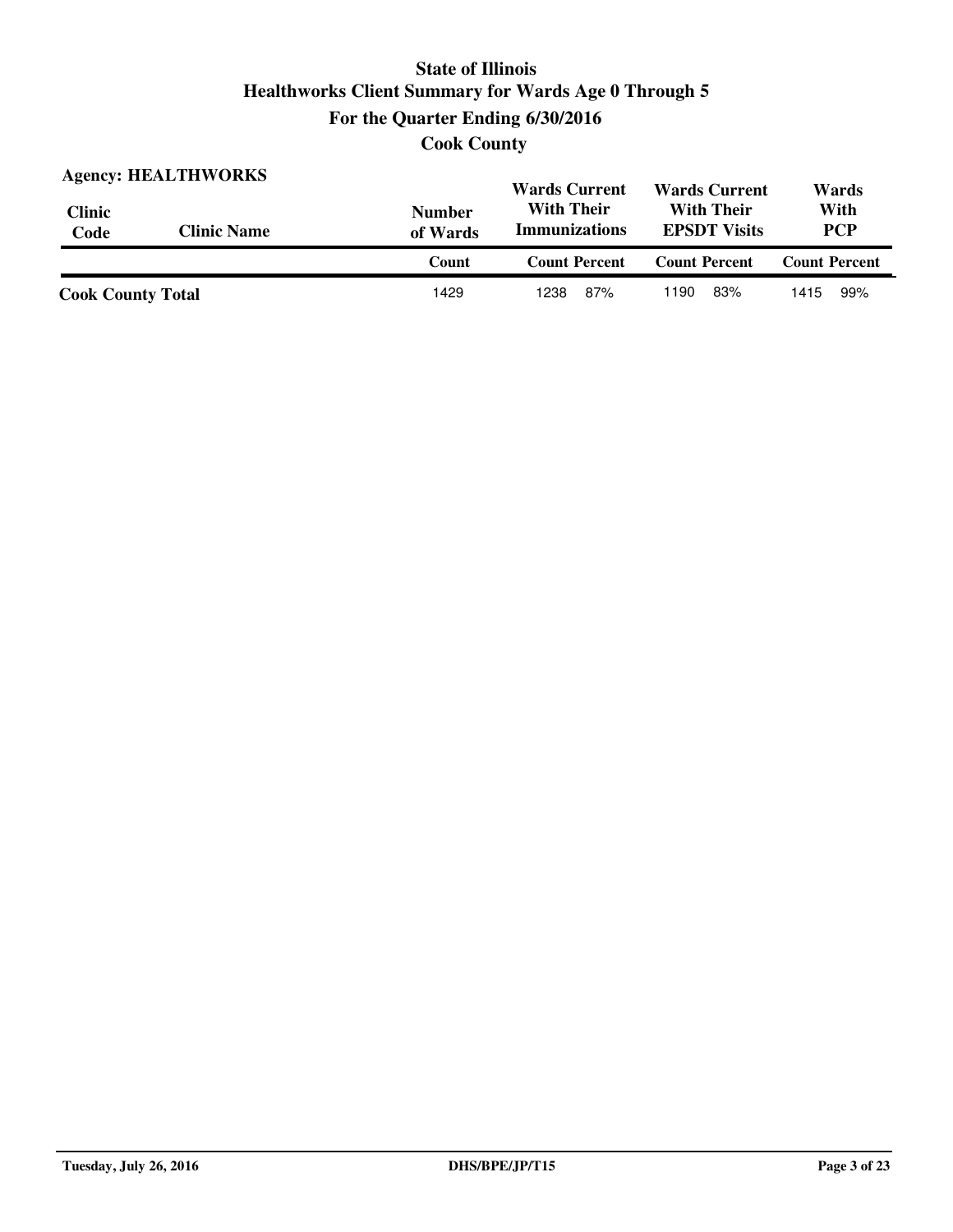# State of Illinois
# Healthworks Client Summary for Wards Age 0 Through 5
## For the Quarter Ending 6/30/2016
## Cook County

**Agency: HEALTHWORKS**

| Clinic Code | Clinic Name | Number of Wards | Wards Current With Their Immunizations | | Wards Current With Their EPSDT Visits | | Wards With PCP | |
|---|---|---|---|---|---|---|---|---|
| | | Count | Count | Percent | Count | Percent | Count | Percent |
| **Cook County Total** | | 1429 | 1238 | 87% | 1190 | 83% | 1415 | 99% |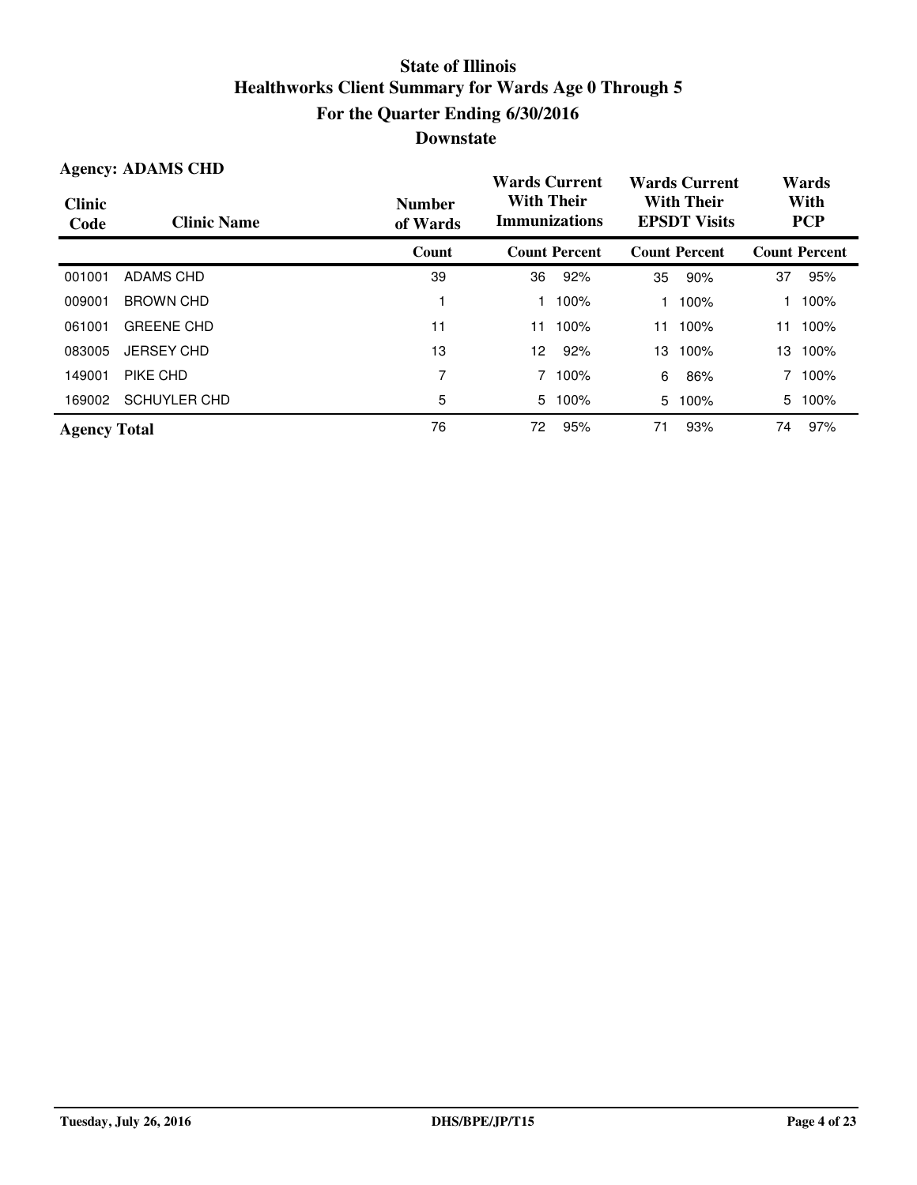# State of Illinois
# Healthworks Client Summary for Wards Age 0 Through 5
## For the Quarter Ending 6/30/2016
## Downstate

**Agency: ADAMS CHD**

| Clinic Code | Clinic Name | Number of Wards | Wards Current With Their Immunizations | | Wards Current With Their EPSDT Visits | | Wards With PCP | |
|---|---|---|---|---|---|---|---|---|
| | | Count | Count | Percent | Count | Percent | Count | Percent |
| 001001 | ADAMS CHD | 39 | 36 | 92% | 35 | 90% | 37 | 95% |
| 009001 | BROWN CHD | 1 | 1 | 100% | 1 | 100% | 1 | 100% |
| 061001 | GREENE CHD | 11 | 11 | 100% | 11 | 100% | 11 | 100% |
| 083005 | JERSEY CHD | 13 | 12 | 92% | 13 | 100% | 13 | 100% |
| 149001 | PIKE CHD | 7 | 7 | 100% | 6 | 86% | 7 | 100% |
| 169002 | SCHUYLER CHD | 5 | 5 | 100% | 5 | 100% | 5 | 100% |
| **Agency Total** | | 76 | 72 | 95% | 71 | 93% | 74 | 97% |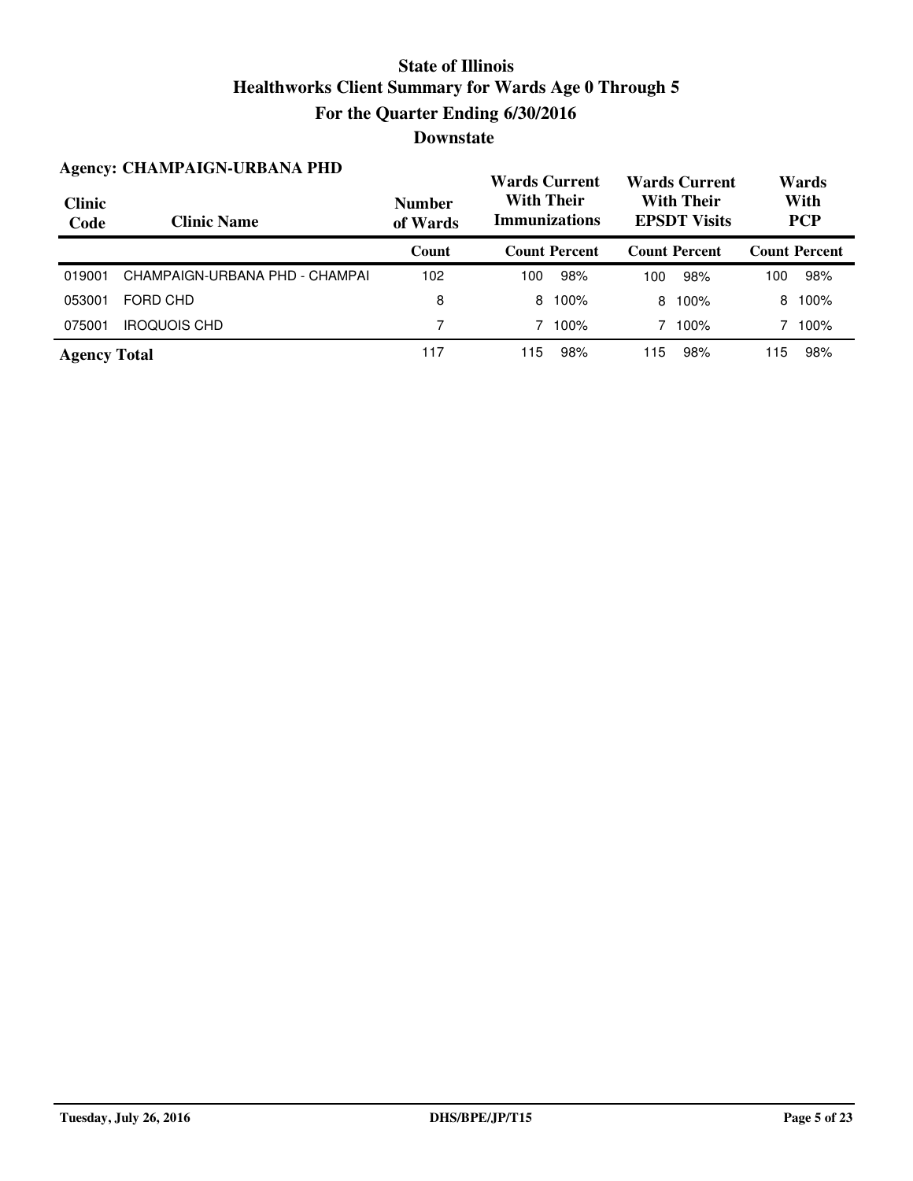# State of Illinois
# Healthworks Client Summary for Wards Age 0 Through 5
## For the Quarter Ending 6/30/2016
## Downstate

### Agency: CHAMPAIGN-URBANA PHD

| Clinic Code | Clinic Name | Number of Wards | Wards Current With Their Immunizations | | Wards Current With Their EPSDT Visits | | Wards With PCP | |
|---|---|---|---|---|---|---|---|---|
| | | Count | Count | Percent | Count | Percent | Count | Percent |
| 019001 | CHAMPAIGN-URBANA PHD - CHAMPAI | 102 | 100 | 98% | 100 | 98% | 100 | 98% |
| 053001 | FORD CHD | 8 | 8 | 100% | 8 | 100% | 8 | 100% |
| 075001 | IROQUOIS CHD | 7 | 7 | 100% | 7 | 100% | 7 | 100% |
| **Agency Total** | | 117 | 115 | 98% | 115 | 98% | 115 | 98% |

Tuesday, July 26, 2016 DHS/BPE/JP/T15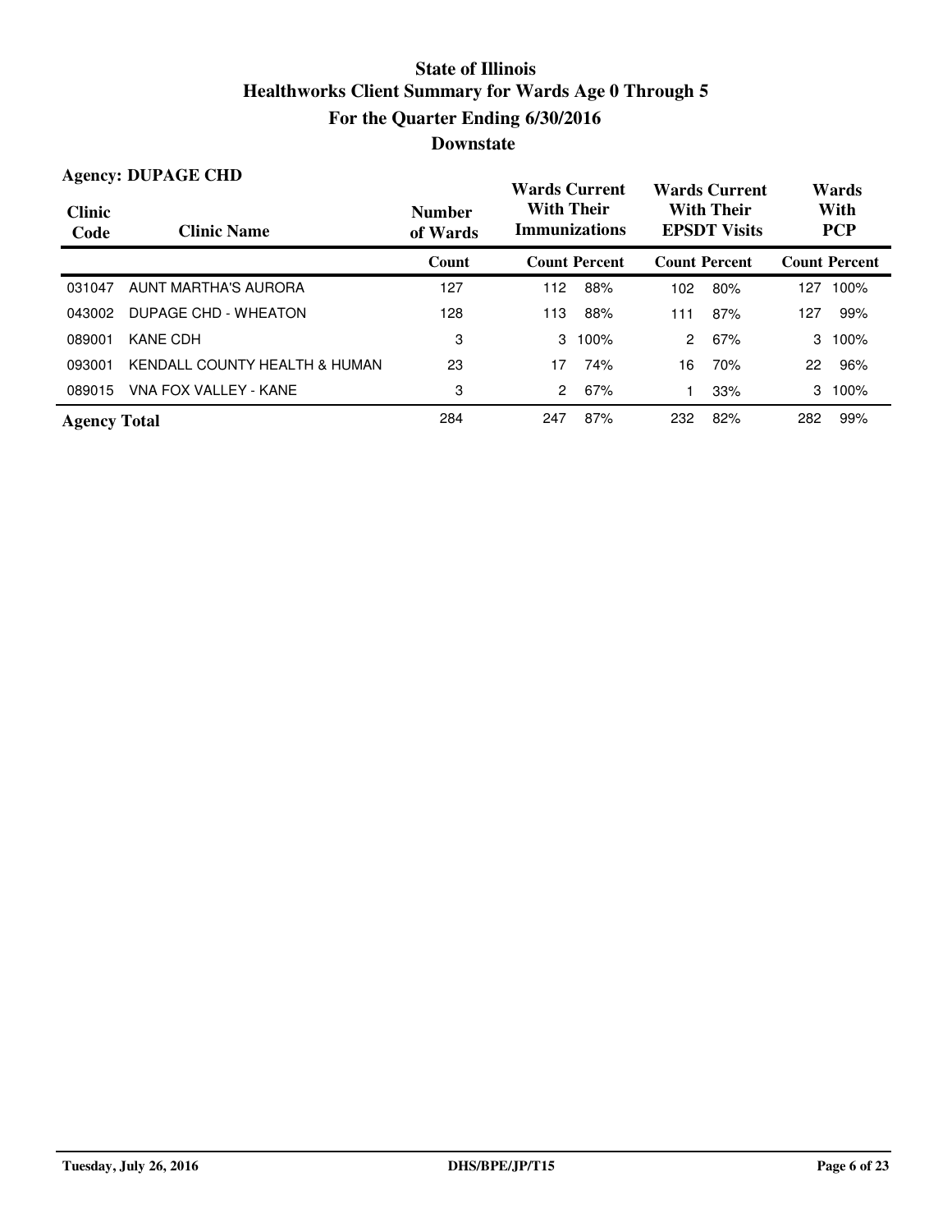# State of Illinois
## Healthworks Client Summary for Wards Age 0 Through 5
## For the Quarter Ending 6/30/2016
## Downstate

**Agency: DUPAGE CHD**

| Clinic Code | Clinic Name | Number of Wards | Wards Current With Their Immunizations | | Wards Current With Their EPSDT Visits | | Wards With PCP | |
|---|---|---|---|---|---|---|---|---|
| | | Count | Count | Percent | Count | Percent | Count | Percent |
| 031047 | AUNT MARTHA'S AURORA | 127 | 112 | 88% | 102 | 80% | 127 | 100% |
| 043002 | DUPAGE CHD - WHEATON | 128 | 113 | 88% | 111 | 87% | 127 | 99% |
| 089001 | KANE CDH | 3 | 3 | 100% | 2 | 67% | 3 | 100% |
| 093001 | KENDALL COUNTY HEALTH & HUMAN | 23 | 17 | 74% | 16 | 70% | 22 | 96% |
| 089015 | VNA FOX VALLEY - KANE | 3 | 2 | 67% | 1 | 33% | 3 | 100% |
| **Agency Total** | | 284 | 247 | 87% | 232 | 82% | 282 | 99% |

Tuesday, July 26, 2016 DHS/BPE/JP/T15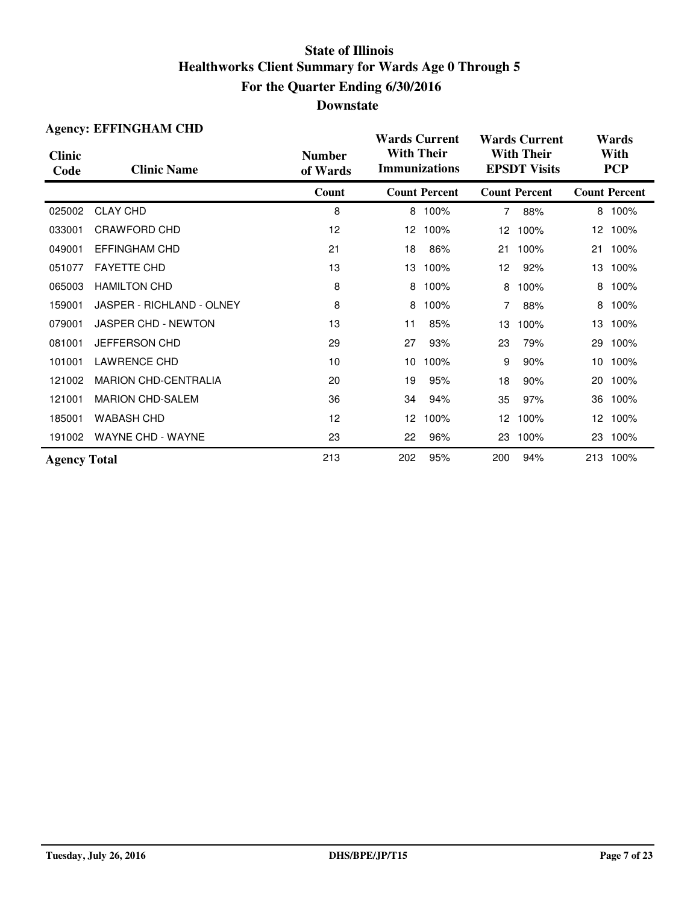# State of Illinois
## Healthworks Client Summary for Wards Age 0 Through 5
## For the Quarter Ending 6/30/2016
## Downstate

**Agency: EFFINGHAM CHD**

| Clinic Code | Clinic Name | Number of Wards | Wards Current With Their Immunizations | | Wards Current With Their EPSDT Visits | | Wards With PCP | |
|---|---|---|---|---|---|---|---|---|
| | | Count | Count | Percent | Count | Percent | Count | Percent |
| 025002 | CLAY CHD | 8 | 8 | 100% | 7 | 88% | 8 | 100% |
| 033001 | CRAWFORD CHD | 12 | 12 | 100% | 12 | 100% | 12 | 100% |
| 049001 | EFFINGHAM CHD | 21 | 18 | 86% | 21 | 100% | 21 | 100% |
| 051077 | FAYETTE CHD | 13 | 13 | 100% | 12 | 92% | 13 | 100% |
| 065003 | HAMILTON CHD | 8 | 8 | 100% | 8 | 100% | 8 | 100% |
| 159001 | JASPER - RICHLAND - OLNEY | 8 | 8 | 100% | 7 | 88% | 8 | 100% |
| 079001 | JASPER CHD - NEWTON | 13 | 11 | 85% | 13 | 100% | 13 | 100% |
| 081001 | JEFFERSON CHD | 29 | 27 | 93% | 23 | 79% | 29 | 100% |
| 101001 | LAWRENCE CHD | 10 | 10 | 100% | 9 | 90% | 10 | 100% |
| 121002 | MARION CHD-CENTRALIA | 20 | 19 | 95% | 18 | 90% | 20 | 100% |
| 121001 | MARION CHD-SALEM | 36 | 34 | 94% | 35 | 97% | 36 | 100% |
| 185001 | WABASH CHD | 12 | 12 | 100% | 12 | 100% | 12 | 100% |
| 191002 | WAYNE CHD - WAYNE | 23 | 22 | 96% | 23 | 100% | 23 | 100% |
| **Agency Total** | | 213 | 202 | 95% | 200 | 94% | 213 | 100% |

Tuesday, July 26, 2016 DHS/BPE/JP/T15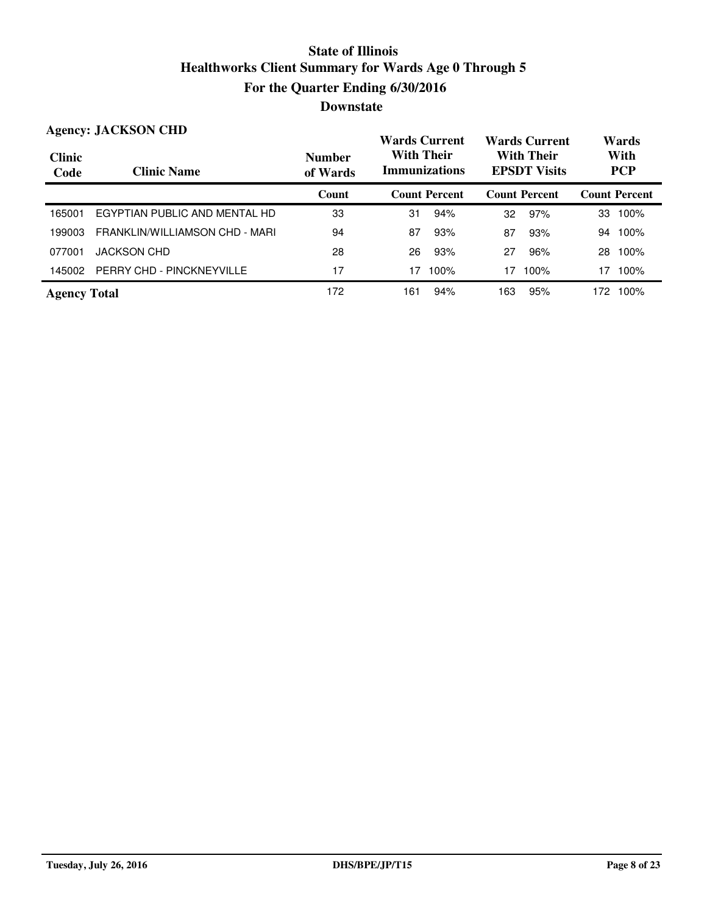# State of Illinois
# Healthworks Client Summary for Wards Age 0 Through 5
## For the Quarter Ending 6/30/2016
## Downstate

**Agency: JACKSON CHD**

| Clinic Code | Clinic Name | Number of Wards | Wards Current With Their Immunizations | | Wards Current With Their EPSDT Visits | | Wards With PCP | |
|---|---|---|---|---|---|---|---|---|
| | | Count | Count | Percent | Count | Percent | Count | Percent |
| 165001 | EGYPTIAN PUBLIC AND MENTAL HD | 33 | 31 | 94% | 32 | 97% | 33 | 100% |
| 199003 | FRANKLIN/WILLIAMSON CHD - MARI | 94 | 87 | 93% | 87 | 93% | 94 | 100% |
| 077001 | JACKSON CHD | 28 | 26 | 93% | 27 | 96% | 28 | 100% |
| 145002 | PERRY CHD - PINCKNEYVILLE | 17 | 17 | 100% | 17 | 100% | 17 | 100% |
| **Agency Total** | | 172 | 161 | 94% | 163 | 95% | 172 | 100% |

Tuesday, July 26, 2016 DHS/BPE/JP/T15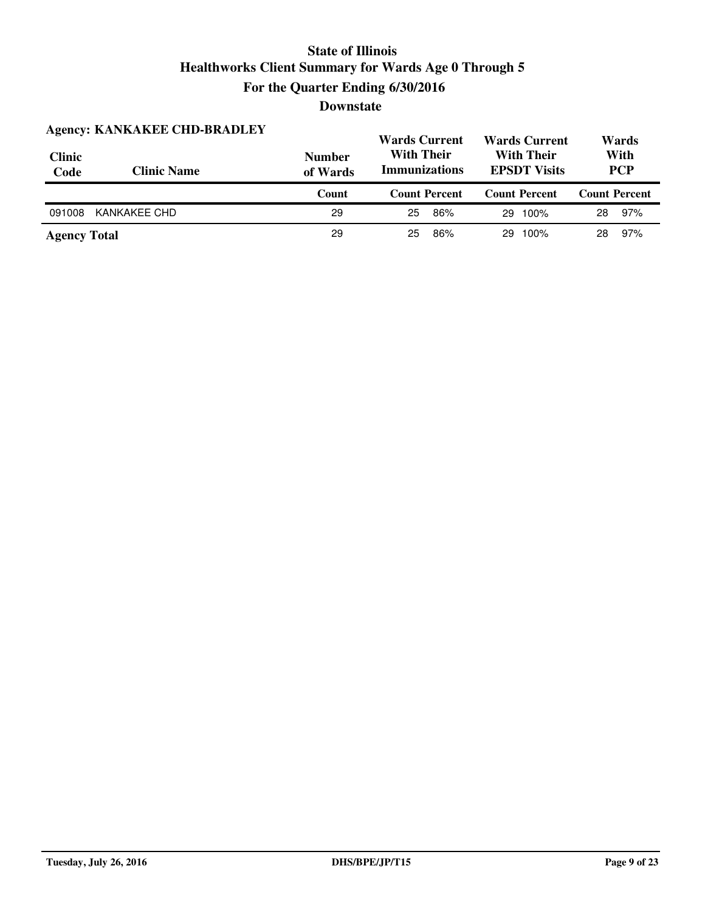# State of Illinois
## Healthworks Client Summary for Wards Age 0 Through 5
## For the Quarter Ending 6/30/2016
## Downstate

**Agency: KANKAKEE CHD-BRADLEY**

| Clinic Code | Clinic Name | Number of Wards | Wards Current With Their Immunizations | | Wards Current With Their EPSDT Visits | | Wards With PCP | |
|---|---|---|---|---|---|---|---|---|
| | | Count | Count | Percent | Count | Percent | Count | Percent |
| 091008 | KANKAKEE CHD | 29 | 25 | 86% | 29 | 100% | 28 | 97% |
| **Agency Total** | | 29 | 25 | 86% | 29 | 100% | 28 | 97% |

Tuesday, July 26, 2016 DHS/BPE/JP/T15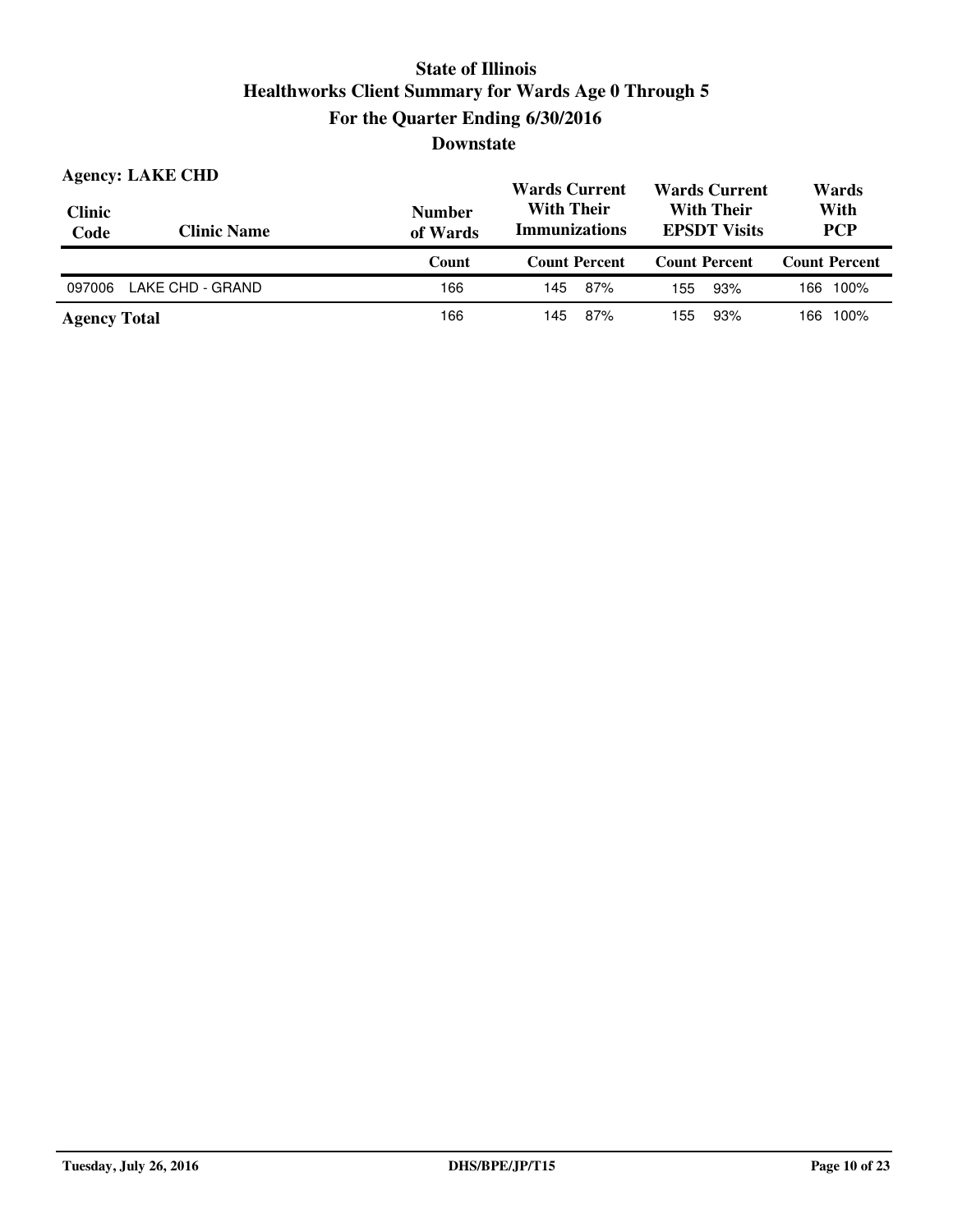# State of Illinois
## Healthworks Client Summary for Wards Age 0 Through 5
## For the Quarter Ending 6/30/2016
## Downstate

**Agency: LAKE CHD**

| Clinic Code | Clinic Name | Number of Wards | Wards Current With Their Immunizations | | Wards Current With Their EPSDT Visits | | Wards With PCP | |
|---|---|---|---|---|---|---|---|---|
| | | Count | Count | Percent | Count | Percent | Count | Percent |
| 097006 | LAKE CHD - GRAND | 166 | 145 | 87% | 155 | 93% | 166 | 100% |
| **Agency Total** | | 166 | 145 | 87% | 155 | 93% | 166 | 100% |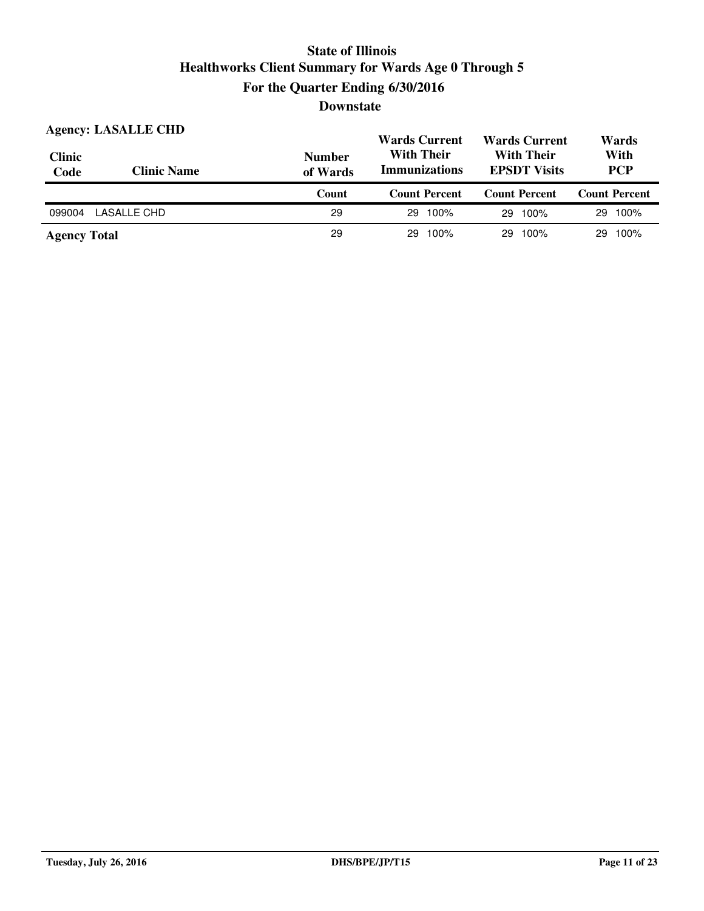# State of Illinois
## Healthworks Client Summary for Wards Age 0 Through 5
## For the Quarter Ending 6/30/2016
## Downstate

**Agency: LASALLE CHD**

| Clinic Code | Clinic Name | Number of Wards | Wards Current With Their Immunizations | | Wards Current With Their EPSDT Visits | | Wards With PCP | |
|---|---|---|---|---|---|---|---|---|
| | | Count | Count | Percent | Count | Percent | Count | Percent |
| 099004 | LASALLE CHD | 29 | 29 | 100% | 29 | 100% | 29 | 100% |
| **Agency Total** | | 29 | 29 | 100% | 29 | 100% | 29 | 100% |

Tuesday, July 26, 2016 DHS/BPE/JP/T15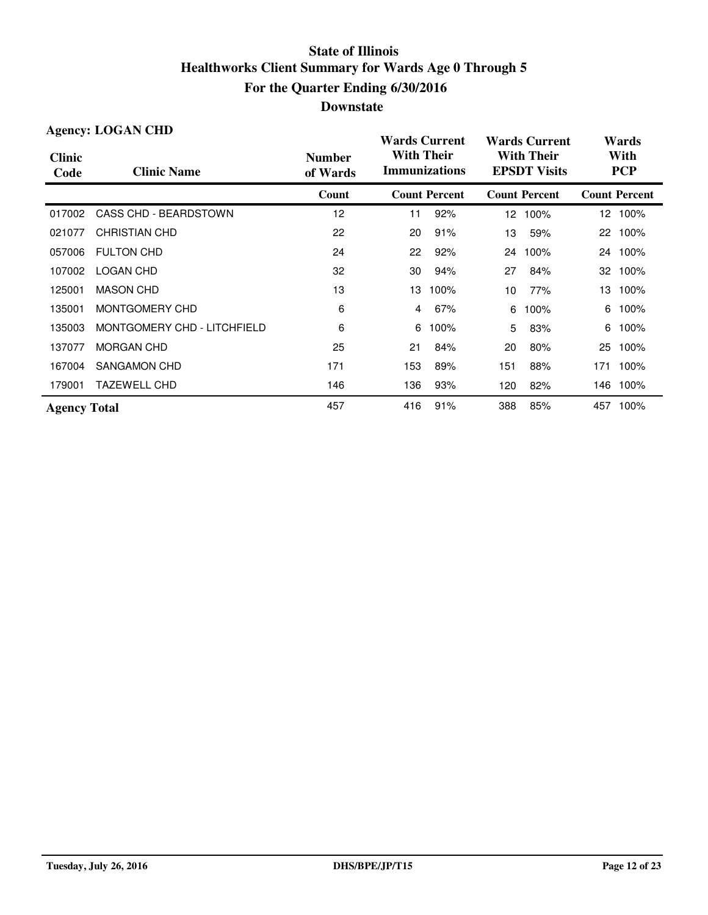# State of Illinois
## Healthworks Client Summary for Wards Age 0 Through 5
## For the Quarter Ending 6/30/2016
## Downstate

**Agency: LOGAN CHD**

| Clinic Code | Clinic Name | Number of Wards | Wards Current With Their Immunizations | | Wards Current With Their EPSDT Visits | | Wards With PCP | |
|---|---|---|---|---|---|---|---|---|
| | | Count | Count | Percent | Count | Percent | Count | Percent |
| 017002 | CASS CHD - BEARDSTOWN | 12 | 11 | 92% | 12 | 100% | 12 | 100% |
| 021077 | CHRISTIAN CHD | 22 | 20 | 91% | 13 | 59% | 22 | 100% |
| 057006 | FULTON CHD | 24 | 22 | 92% | 24 | 100% | 24 | 100% |
| 107002 | LOGAN CHD | 32 | 30 | 94% | 27 | 84% | 32 | 100% |
| 125001 | MASON CHD | 13 | 13 | 100% | 10 | 77% | 13 | 100% |
| 135001 | MONTGOMERY CHD | 6 | 4 | 67% | 6 | 100% | 6 | 100% |
| 135003 | MONTGOMERY CHD - LITCHFIELD | 6 | 6 | 100% | 5 | 83% | 6 | 100% |
| 137077 | MORGAN CHD | 25 | 21 | 84% | 20 | 80% | 25 | 100% |
| 167004 | SANGAMON CHD | 171 | 153 | 89% | 151 | 88% | 171 | 100% |
| 179001 | TAZEWELL CHD | 146 | 136 | 93% | 120 | 82% | 146 | 100% |
| **Agency Total** | | 457 | 416 | 91% | 388 | 85% | 457 | 100% |

Tuesday, July 26, 2016 DHS/BPE/JP/T15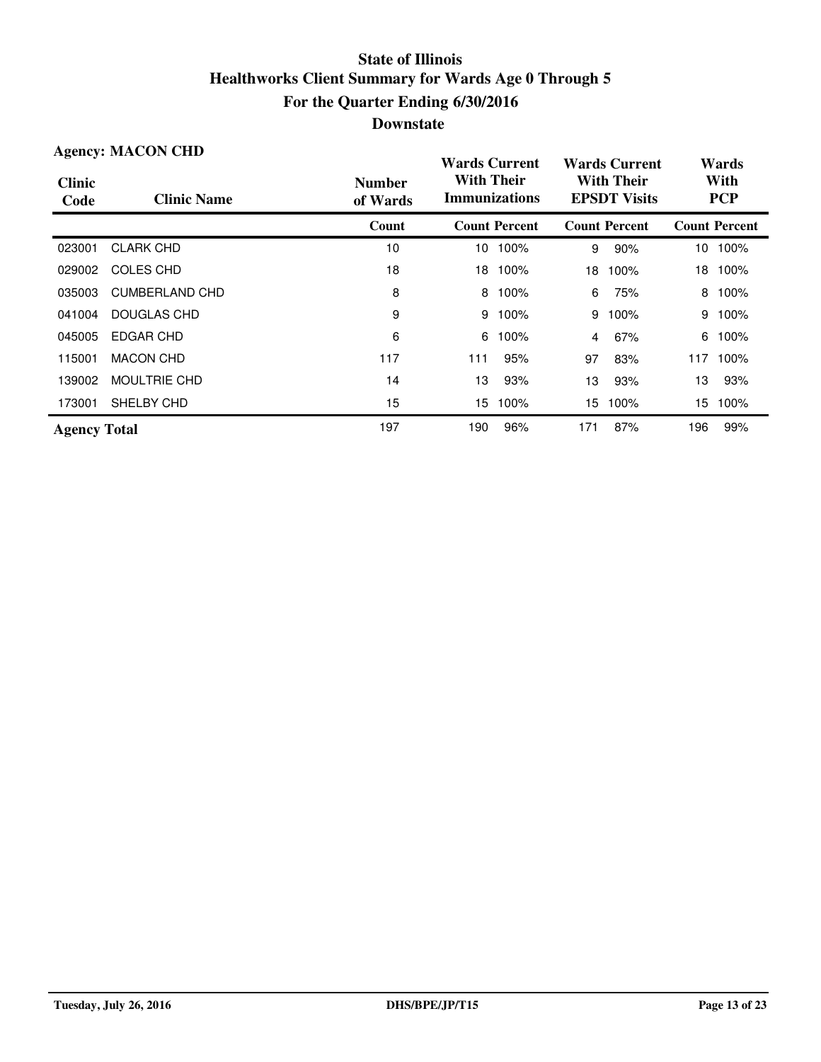# State of Illinois
## Healthworks Client Summary for Wards Age 0 Through 5
## For the Quarter Ending 6/30/2016
## Downstate

**Agency: MACON CHD**

| Clinic Code | Clinic Name | Number of Wards | Wards Current With Their Immunizations | | Wards Current With Their EPSDT Visits | | Wards With PCP | |
|---|---|---|---|---|---|---|---|---|
| | | Count | Count | Percent | Count | Percent | Count | Percent |
| 023001 | CLARK CHD | 10 | 10 | 100% | 9 | 90% | 10 | 100% |
| 029002 | COLES CHD | 18 | 18 | 100% | 18 | 100% | 18 | 100% |
| 035003 | CUMBERLAND CHD | 8 | 8 | 100% | 6 | 75% | 8 | 100% |
| 041004 | DOUGLAS CHD | 9 | 9 | 100% | 9 | 100% | 9 | 100% |
| 045005 | EDGAR CHD | 6 | 6 | 100% | 4 | 67% | 6 | 100% |
| 115001 | MACON CHD | 117 | 111 | 95% | 97 | 83% | 117 | 100% |
| 139002 | MOULTRIE CHD | 14 | 13 | 93% | 13 | 93% | 13 | 93% |
| 173001 | SHELBY CHD | 15 | 15 | 100% | 15 | 100% | 15 | 100% |
| **Agency Total** | | 197 | 190 | 96% | 171 | 87% | 196 | 99% |

Tuesday, July 26, 2016 DHS/BPE/JP/T15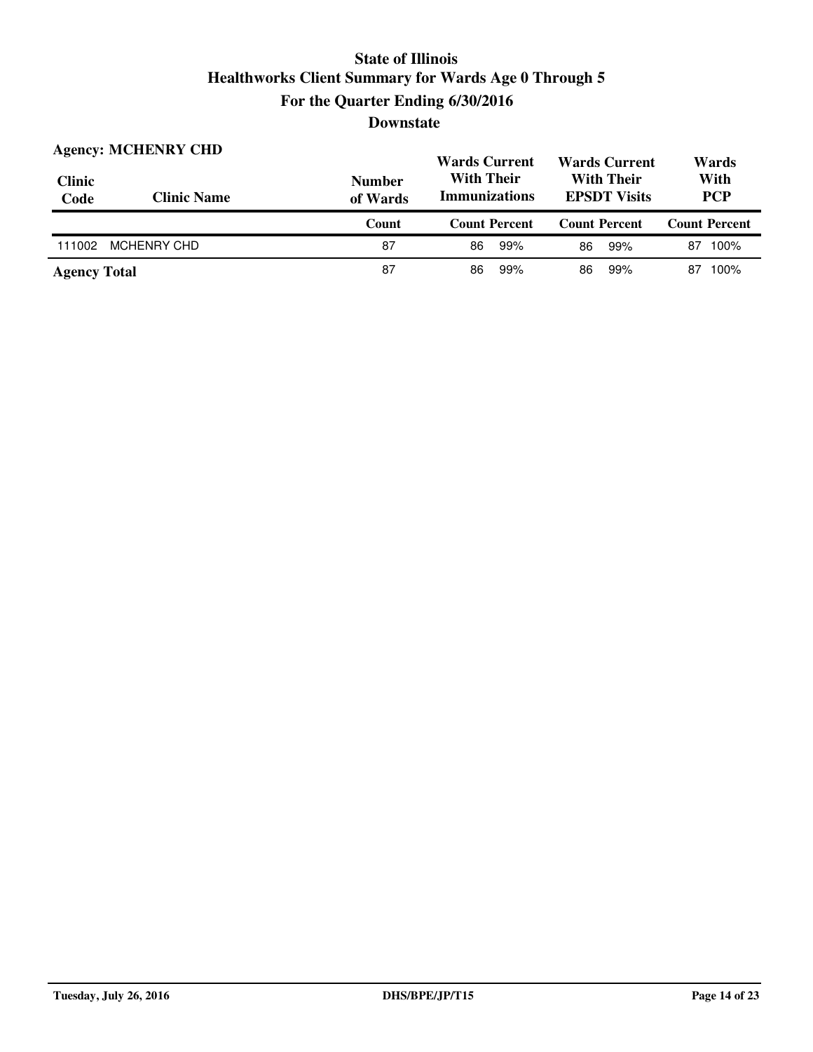# State of Illinois
## Healthworks Client Summary for Wards Age 0 Through 5
### For the Quarter Ending 6/30/2016
### Downstate

**Agency: MCHENRY CHD**

| Clinic Code | Clinic Name | Number of Wards | Wards Current With Their Immunizations | | Wards Current With Their EPSDT Visits | | Wards With PCP | |
|---|---|---|---|---|---|---|---|---|
| | | Count | Count | Percent | Count | Percent | Count | Percent |
| 111002 | MCHENRY CHD | 87 | 86 | 99% | 86 | 99% | 87 | 100% |
| **Agency Total** | | 87 | 86 | 99% | 86 | 99% | 87 | 100% |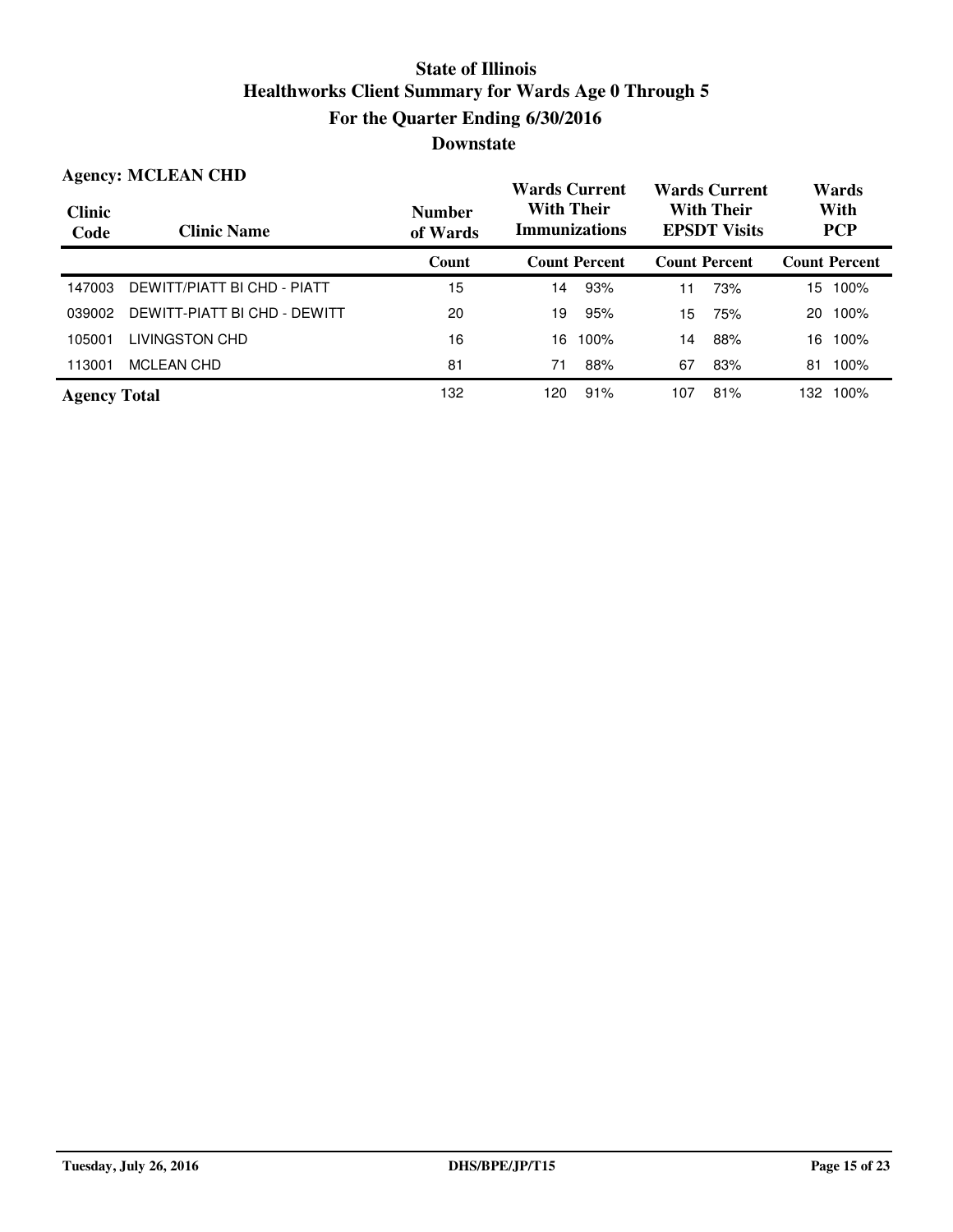# State of Illinois
## Healthworks Client Summary for Wards Age 0 Through 5
## For the Quarter Ending 6/30/2016
## Downstate

**Agency: MCLEAN CHD**

| Clinic Code | Clinic Name | Number of Wards | Wards Current With Their Immunizations | | Wards Current With Their EPSDT Visits | | Wards With PCP | |
|---|---|---|---|---|---|---|---|---|
| | | Count | Count | Percent | Count | Percent | Count | Percent |
| 147003 | DEWITT/PIATT BI CHD - PIATT | 15 | 14 | 93% | 11 | 73% | 15 | 100% |
| 039002 | DEWITT-PIATT BI CHD - DEWITT | 20 | 19 | 95% | 15 | 75% | 20 | 100% |
| 105001 | LIVINGSTON CHD | 16 | 16 | 100% | 14 | 88% | 16 | 100% |
| 113001 | MCLEAN CHD | 81 | 71 | 88% | 67 | 83% | 81 | 100% |
| **Agency Total** | | 132 | 120 | 91% | 107 | 81% | 132 | 100% |

Tuesday, July 26, 2016 — DHS/BPE/JP/T15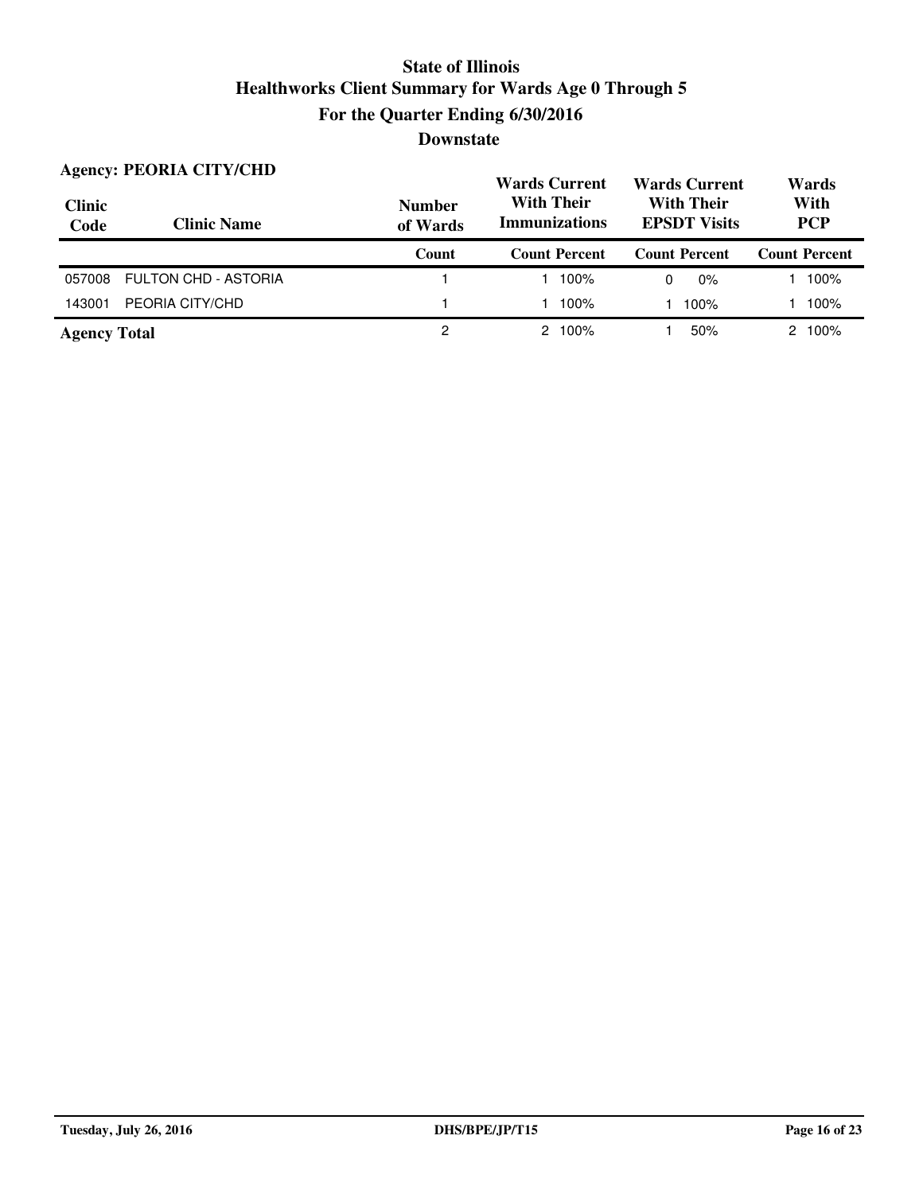# State of Illinois
## Healthworks Client Summary for Wards Age 0 Through 5
## For the Quarter Ending 6/30/2016
## Downstate

**Agency: PEORIA CITY/CHD**

| Clinic Code | Clinic Name | Number of Wards | Wards Current With Their Immunizations | | Wards Current With Their EPSDT Visits | | Wards With PCP | |
|---|---|---|---|---|---|---|---|---|
| | | Count | Count | Percent | Count | Percent | Count | Percent |
| 057008 | FULTON CHD - ASTORIA | 1 | 1 | 100% | 0 | 0% | 1 | 100% |
| 143001 | PEORIA CITY/CHD | 1 | 1 | 100% | 1 | 100% | 1 | 100% |
| **Agency Total** | | 2 | 2 | 100% | 1 | 50% | 2 | 100% |

Tuesday, July 26, 2016 DHS/BPE/JP/T15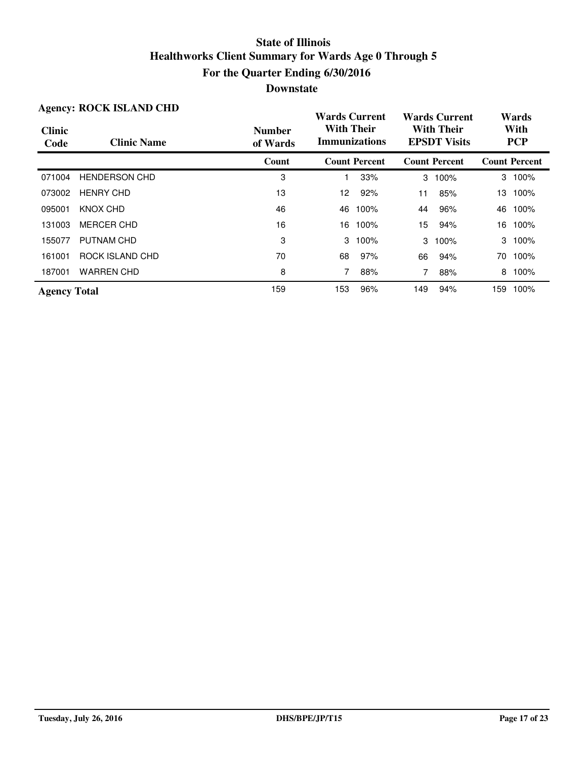# State of Illinois
## Healthworks Client Summary for Wards Age 0 Through 5
## For the Quarter Ending 6/30/2016
## Downstate

**Agency: ROCK ISLAND CHD**

| Clinic Code | Clinic Name | Number of Wards | Wards Current With Their Immunizations | | Wards Current With Their EPSDT Visits | | Wards With PCP | |
|---|---|---|---|---|---|---|---|---|
| | | Count | Count | Percent | Count | Percent | Count | Percent |
| 071004 | HENDERSON CHD | 3 | 1 | 33% | 3 | 100% | 3 | 100% |
| 073002 | HENRY CHD | 13 | 12 | 92% | 11 | 85% | 13 | 100% |
| 095001 | KNOX CHD | 46 | 46 | 100% | 44 | 96% | 46 | 100% |
| 131003 | MERCER CHD | 16 | 16 | 100% | 15 | 94% | 16 | 100% |
| 155077 | PUTNAM CHD | 3 | 3 | 100% | 3 | 100% | 3 | 100% |
| 161001 | ROCK ISLAND CHD | 70 | 68 | 97% | 66 | 94% | 70 | 100% |
| 187001 | WARREN CHD | 8 | 7 | 88% | 7 | 88% | 8 | 100% |
| **Agency Total** | | 159 | 153 | 96% | 149 | 94% | 159 | 100% |

Tuesday, July 26, 2016 DHS/BPE/JP/T15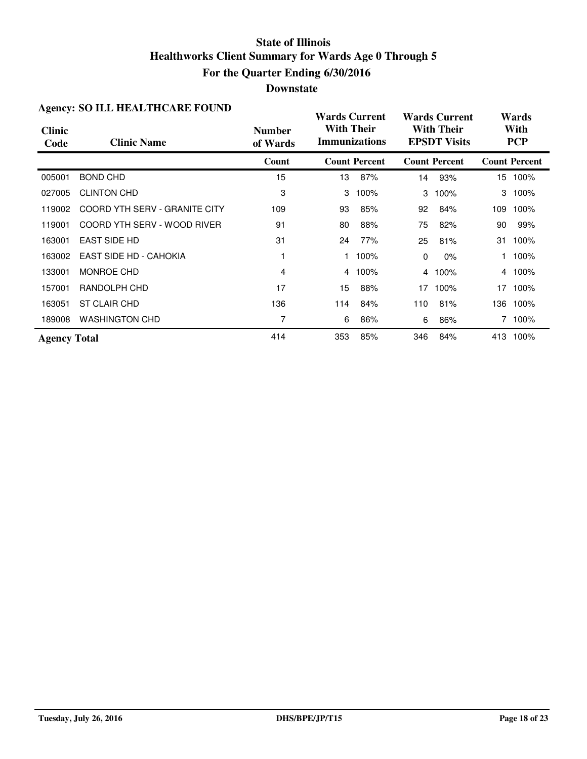# State of Illinois
## Healthworks Client Summary for Wards Age 0 Through 5
## For the Quarter Ending 6/30/2016
## Downstate

**Agency: SO ILL HEALTHCARE FOUND**

| Clinic Code | Clinic Name | Number of Wards | Wards Current With Their Immunizations | | Wards Current With Their EPSDT Visits | | Wards With PCP | |
|---|---|---|---|---|---|---|---|---|
| | | Count | Count | Percent | Count | Percent | Count | Percent |
| 005001 | BOND CHD | 15 | 13 | 87% | 14 | 93% | 15 | 100% |
| 027005 | CLINTON CHD | 3 | 3 | 100% | 3 | 100% | 3 | 100% |
| 119002 | COORD YTH SERV - GRANITE CITY | 109 | 93 | 85% | 92 | 84% | 109 | 100% |
| 119001 | COORD YTH SERV - WOOD RIVER | 91 | 80 | 88% | 75 | 82% | 90 | 99% |
| 163001 | EAST SIDE HD | 31 | 24 | 77% | 25 | 81% | 31 | 100% |
| 163002 | EAST SIDE HD - CAHOKIA | 1 | 1 | 100% | 0 | 0% | 1 | 100% |
| 133001 | MONROE CHD | 4 | 4 | 100% | 4 | 100% | 4 | 100% |
| 157001 | RANDOLPH CHD | 17 | 15 | 88% | 17 | 100% | 17 | 100% |
| 163051 | ST CLAIR CHD | 136 | 114 | 84% | 110 | 81% | 136 | 100% |
| 189008 | WASHINGTON CHD | 7 | 6 | 86% | 6 | 86% | 7 | 100% |
| **Agency Total** | | 414 | 353 | 85% | 346 | 84% | 413 | 100% |

Tuesday, July 26, 2016 | DHS/BPE/JP/T15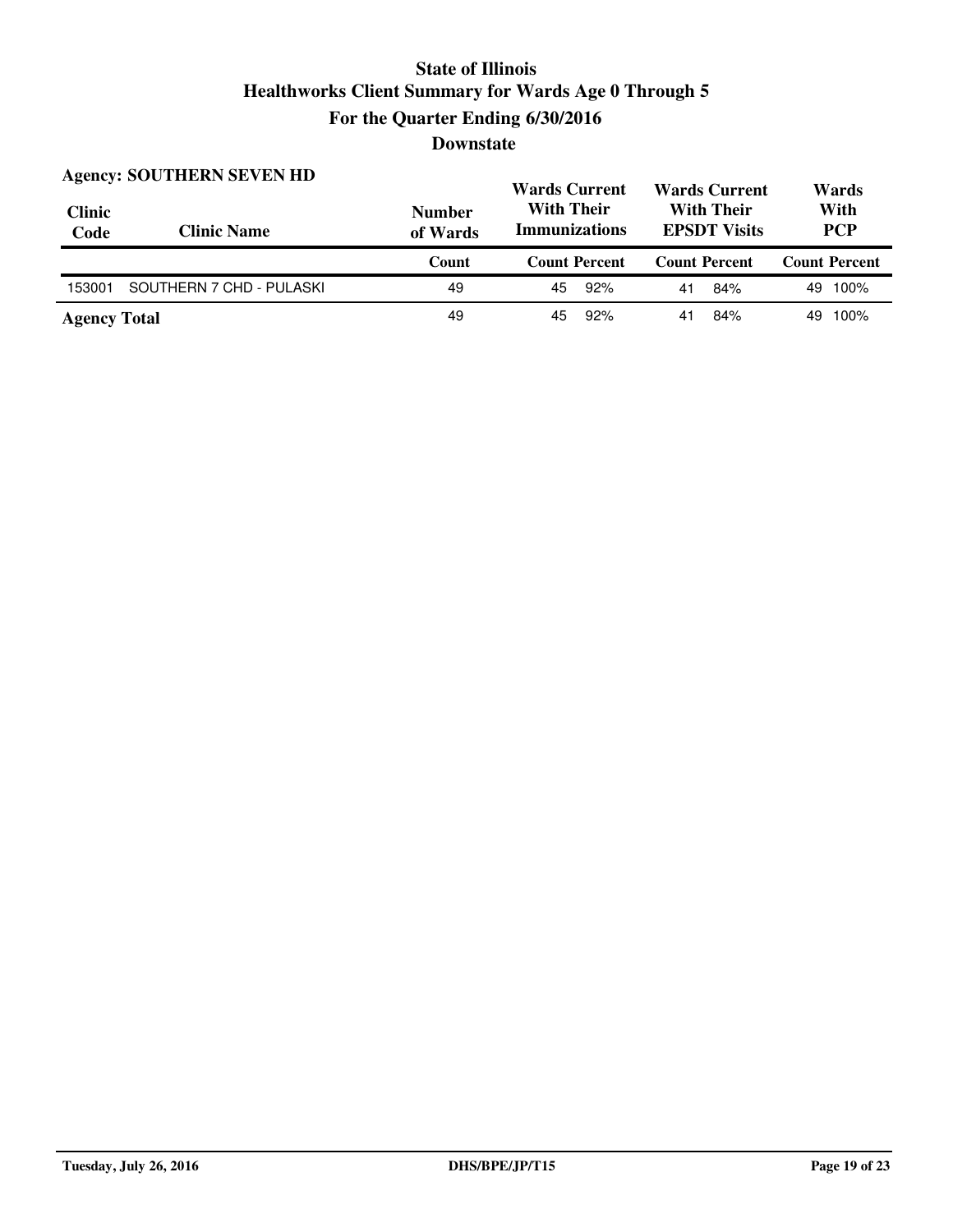# State of Illinois
## Healthworks Client Summary for Wards Age 0 Through 5
## For the Quarter Ending 6/30/2016
## Downstate

**Agency: SOUTHERN SEVEN HD**

| Clinic Code | Clinic Name | Number of Wards | Wards Current With Their Immunizations | | Wards Current With Their EPSDT Visits | | Wards With PCP | |
|---|---|---|---|---|---|---|---|---|
| | | Count | Count | Percent | Count | Percent | Count | Percent |
| 153001 | SOUTHERN 7 CHD - PULASKI | 49 | 45 | 92% | 41 | 84% | 49 | 100% |
| **Agency Total** | | 49 | 45 | 92% | 41 | 84% | 49 | 100% |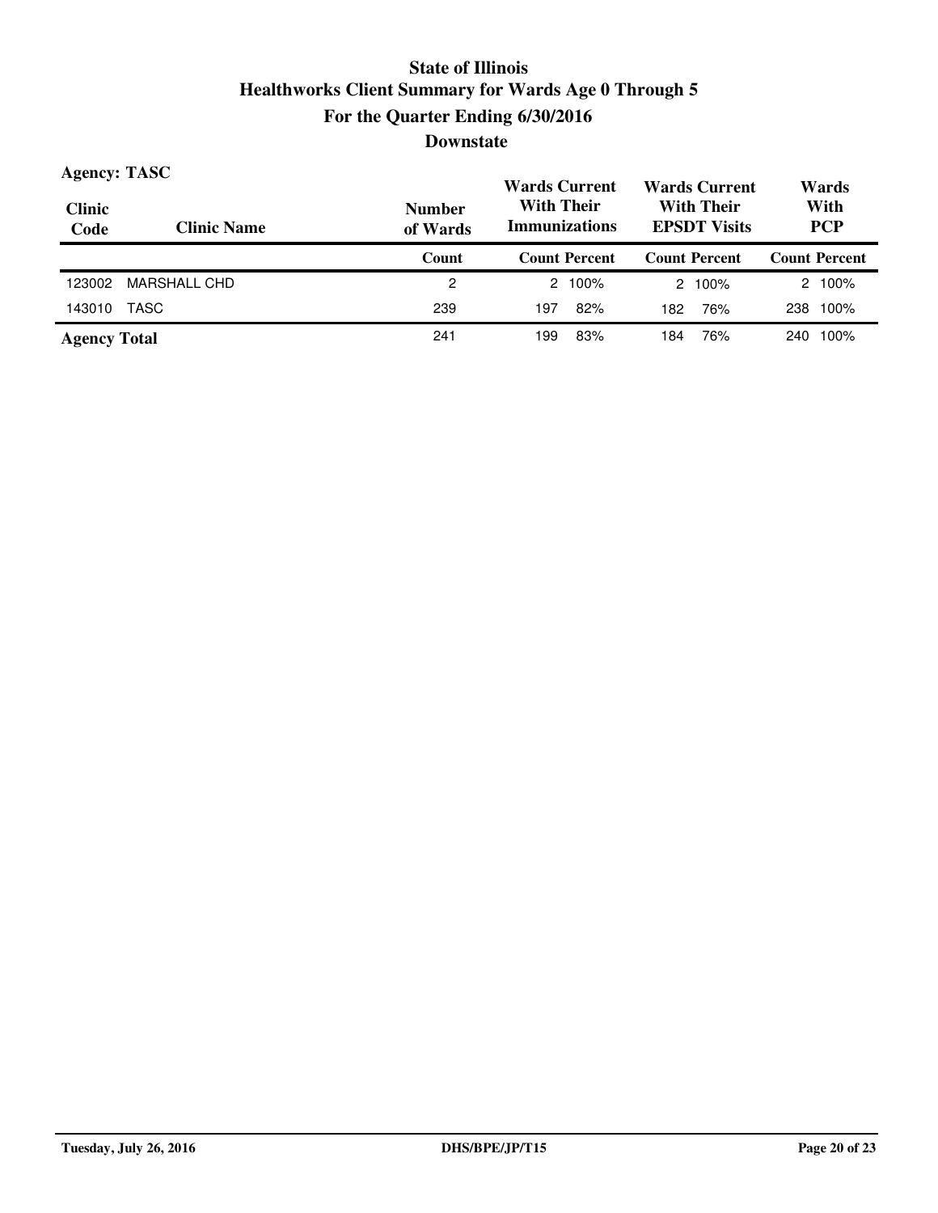# State of Illinois
## Healthworks Client Summary for Wards Age 0 Through 5
### For the Quarter Ending 6/30/2016
### Downstate

**Agency: TASC**

| Clinic Code | Clinic Name | Number of Wards | Wards Current With Their Immunizations | | Wards Current With Their EPSDT Visits | | Wards With PCP | |
|---|---|---|---|---|---|---|---|---|
| | | Count | Count | Percent | Count | Percent | Count | Percent |
| 123002 | MARSHALL CHD | 2 | 2 | 100% | 2 | 100% | 2 | 100% |
| 143010 | TASC | 239 | 197 | 82% | 182 | 76% | 238 | 100% |
| **Agency Total** | | 241 | 199 | 83% | 184 | 76% | 240 | 100% |

Tuesday, July 26, 2016 DHS/BPE/JP/T15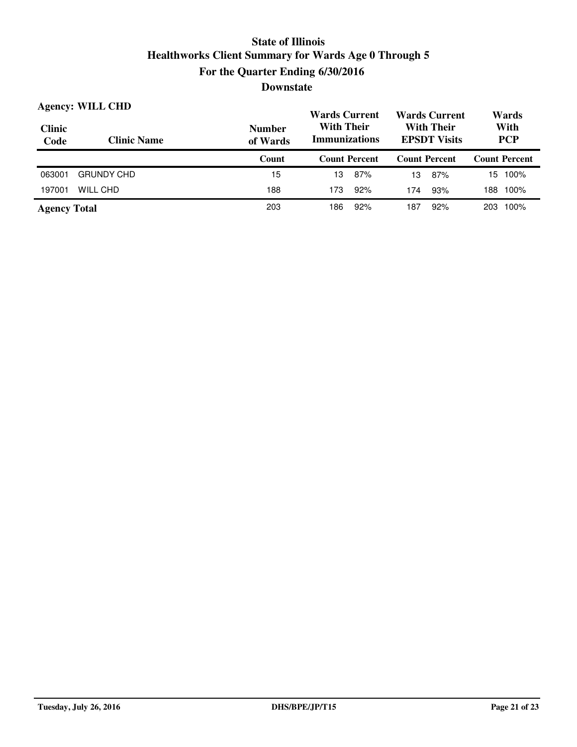# State of Illinois

## Healthworks Client Summary for Wards Age 0 Through 5

## For the Quarter Ending 6/30/2016

## Downstate

**Agency: WILL CHD**

| Clinic Code | Clinic Name | Number of Wards | Wards Current With Their Immunizations | | Wards Current With Their EPSDT Visits | | Wards With PCP | |
|---|---|---|---|---|---|---|---|---|
| | | Count | Count | Percent | Count | Percent | Count | Percent |
| 063001 | GRUNDY CHD | 15 | 13 | 87% | 13 | 87% | 15 | 100% |
| 197001 | WILL CHD | 188 | 173 | 92% | 174 | 93% | 188 | 100% |
| **Agency Total** | | 203 | 186 | 92% | 187 | 92% | 203 | 100% |

Tuesday, July 26, 2016 DHS/BPE/JP/T15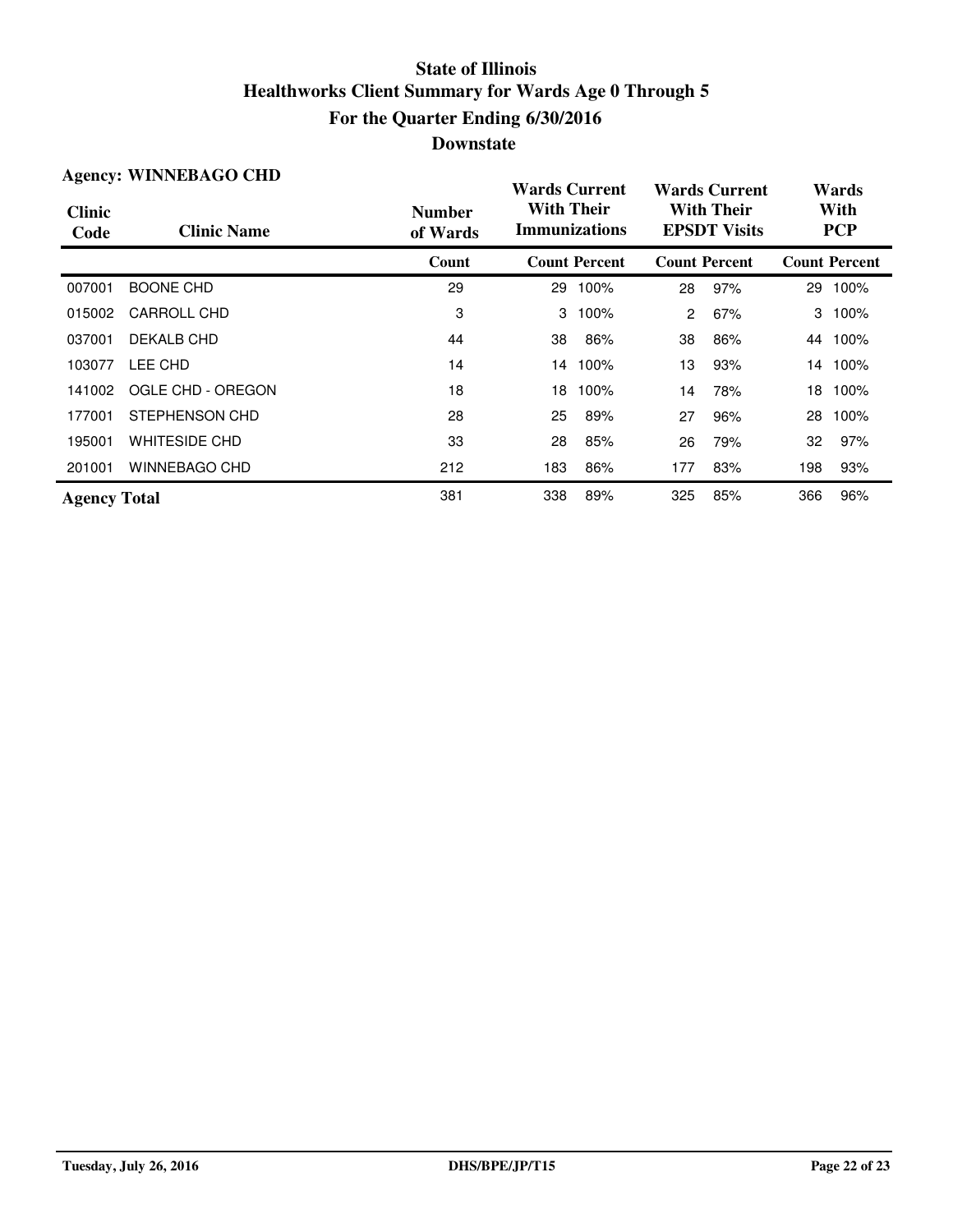# State of Illinois
## Healthworks Client Summary for Wards Age 0 Through 5
## For the Quarter Ending 6/30/2016
## Downstate

**Agency: WINNEBAGO CHD**

| Clinic Code | Clinic Name | Number of Wards | Wards Current With Their Immunizations | | Wards Current With Their EPSDT Visits | | Wards With PCP | |
|---|---|---|---|---|---|---|---|---|
| | | Count | Count | Percent | Count | Percent | Count | Percent |
| 007001 | BOONE CHD | 29 | 29 | 100% | 28 | 97% | 29 | 100% |
| 015002 | CARROLL CHD | 3 | 3 | 100% | 2 | 67% | 3 | 100% |
| 037001 | DEKALB CHD | 44 | 38 | 86% | 38 | 86% | 44 | 100% |
| 103077 | LEE CHD | 14 | 14 | 100% | 13 | 93% | 14 | 100% |
| 141002 | OGLE CHD - OREGON | 18 | 18 | 100% | 14 | 78% | 18 | 100% |
| 177001 | STEPHENSON CHD | 28 | 25 | 89% | 27 | 96% | 28 | 100% |
| 195001 | WHITESIDE CHD | 33 | 28 | 85% | 26 | 79% | 32 | 97% |
| 201001 | WINNEBAGO CHD | 212 | 183 | 86% | 177 | 83% | 198 | 93% |
| **Agency Total** | | 381 | 338 | 89% | 325 | 85% | 366 | 96% |

Tuesday, July 26, 2016 DHS/BPE/JP/T15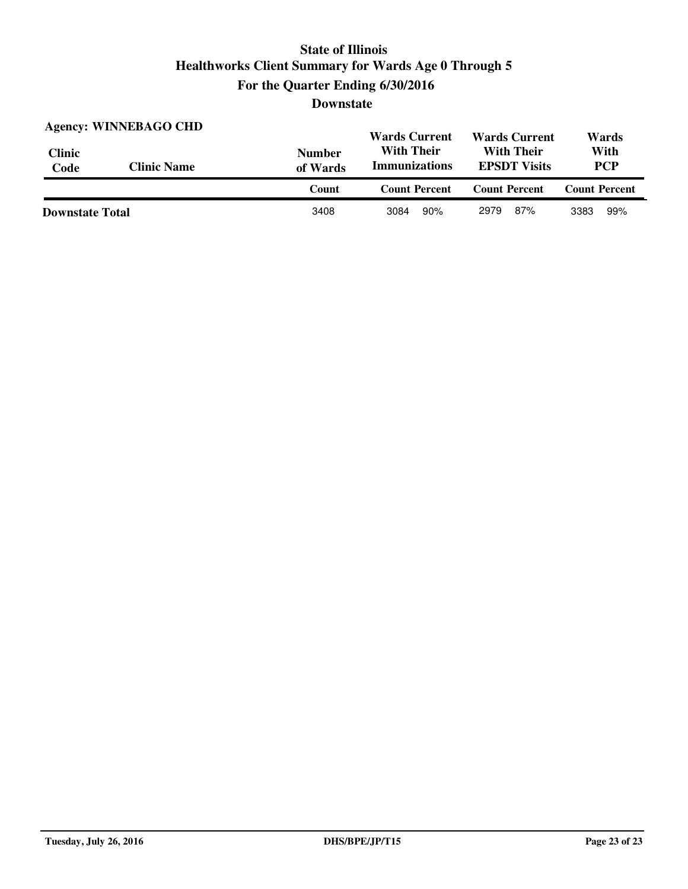# State of Illinois
## Healthworks Client Summary for Wards Age 0 Through 5
### For the Quarter Ending 6/30/2016
### Downstate

**Agency: WINNEBAGO CHD**

| Clinic Code | Clinic Name | Number of Wards | Wards Current With Their Immunizations | | Wards Current With Their EPSDT Visits | | Wards With PCP | |
|---|---|---|---|---|---|---|---|---|
| | | Count | Count | Percent | Count | Percent | Count | Percent |
| **Downstate Total** | | 3408 | 3084 | 90% | 2979 | 87% | 3383 | 99% |

Tuesday, July 26, 2016 DHS/BPE/JP/T15